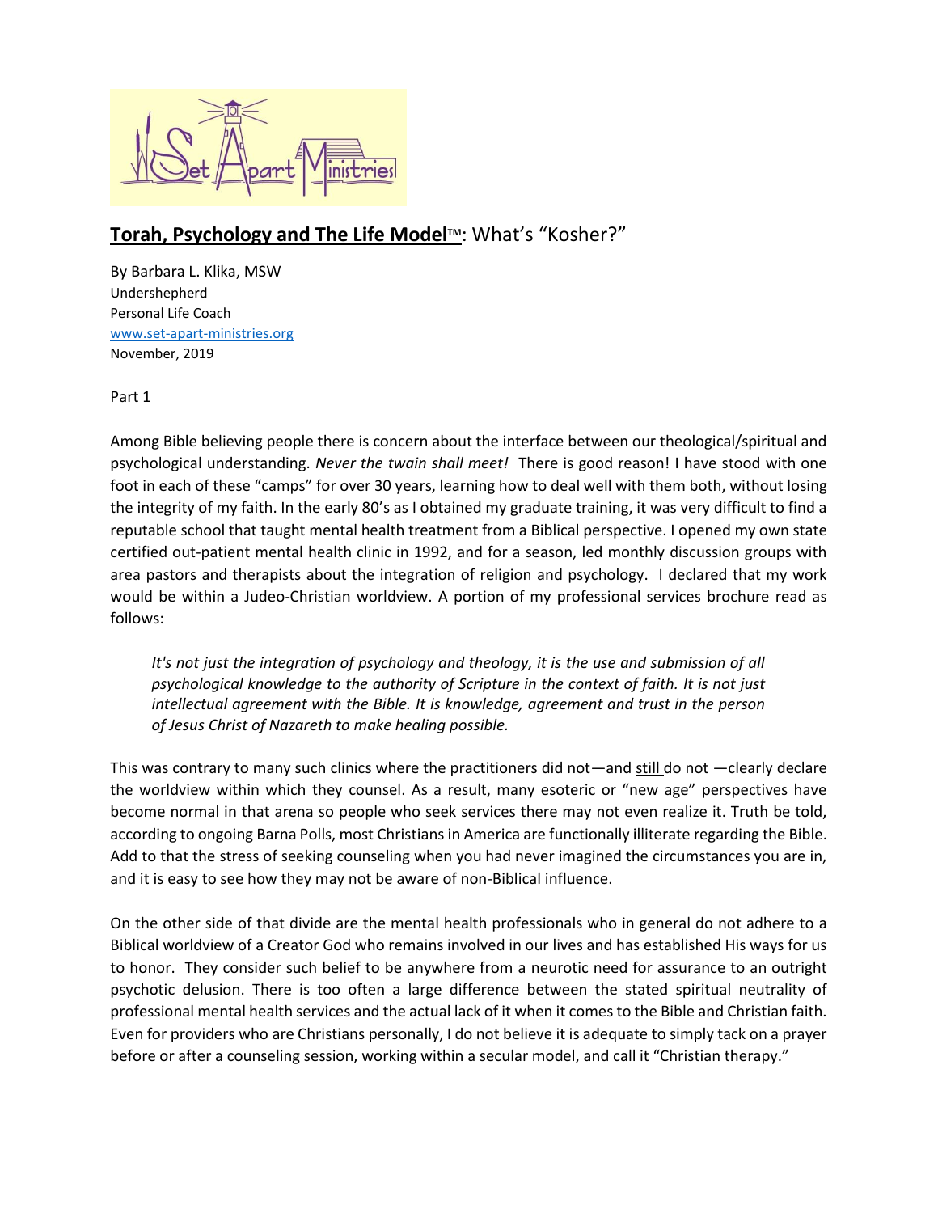# **Torah, Psychology and The Life Model™**: What's "Kosher?"

By Barbara L. Klika, MSW
Undershepherd
Personal Life Coach
www.set-apart-ministries.org
November, 2019

Part 1

Among Bible believing people there is concern about the interface between our theological/spiritual and psychological understanding. *Never the twain shall meet!* There is good reason! I have stood with one foot in each of these "camps" for over 30 years, learning how to deal well with them both, without losing the integrity of my faith. In the early 80's as I obtained my graduate training, it was very difficult to find a reputable school that taught mental health treatment from a Biblical perspective. I opened my own state certified out-patient mental health clinic in 1992, and for a season, led monthly discussion groups with area pastors and therapists about the integration of religion and psychology. I declared that my work would be within a Judeo-Christian worldview. A portion of my professional services brochure read as follows:

> *It's not just the integration of psychology and theology, it is the use and submission of all psychological knowledge to the authority of Scripture in the context of faith. It is not just intellectual agreement with the Bible. It is knowledge, agreement and trust in the person of Jesus Christ of Nazareth to make healing possible.*

This was contrary to many such clinics where the practitioners did not—and still do not —clearly declare the worldview within which they counsel. As a result, many esoteric or "new age" perspectives have become normal in that arena so people who seek services there may not even realize it. Truth be told, according to ongoing Barna Polls, most Christians in America are functionally illiterate regarding the Bible. Add to that the stress of seeking counseling when you had never imagined the circumstances you are in, and it is easy to see how they may not be aware of non-Biblical influence.

On the other side of that divide are the mental health professionals who in general do not adhere to a Biblical worldview of a Creator God who remains involved in our lives and has established His ways for us to honor. They consider such belief to be anywhere from a neurotic need for assurance to an outright psychotic delusion. There is too often a large difference between the stated spiritual neutrality of professional mental health services and the actual lack of it when it comes to the Bible and Christian faith. Even for providers who are Christians personally, I do not believe it is adequate to simply tack on a prayer before or after a counseling session, working within a secular model, and call it "Christian therapy."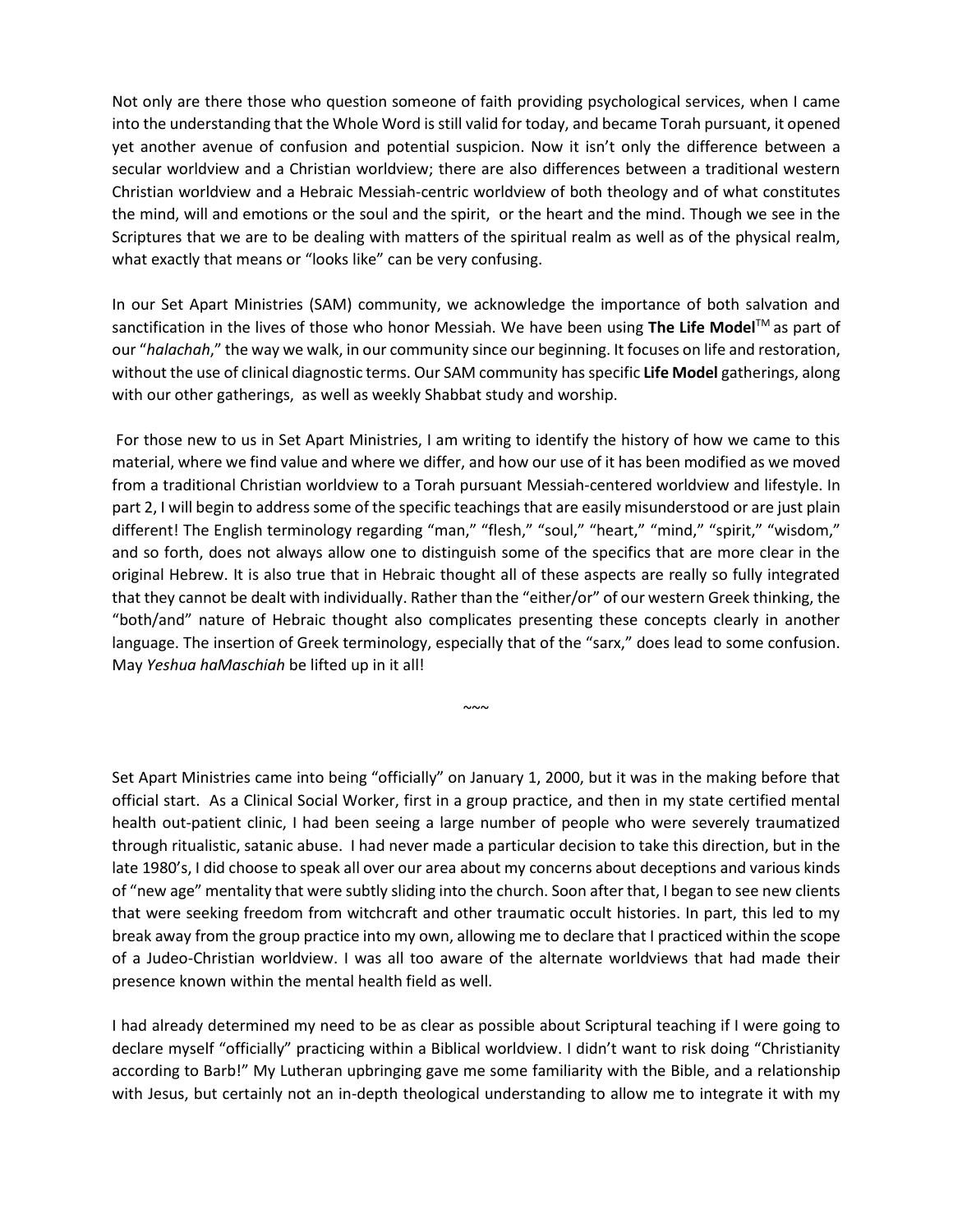Not only are there those who question someone of faith providing psychological services, when I came into the understanding that the Whole Word is still valid for today, and became Torah pursuant, it opened yet another avenue of confusion and potential suspicion. Now it isn't only the difference between a secular worldview and a Christian worldview; there are also differences between a traditional western Christian worldview and a Hebraic Messiah-centric worldview of both theology and of what constitutes the mind, will and emotions or the soul and the spirit, or the heart and the mind. Though we see in the Scriptures that we are to be dealing with matters of the spiritual realm as well as of the physical realm, what exactly that means or "looks like" can be very confusing.

In our Set Apart Ministries (SAM) community, we acknowledge the importance of both salvation and sanctification in the lives of those who honor Messiah. We have been using **The Life Model**™ as part of our "*halachah*," the way we walk, in our community since our beginning. It focuses on life and restoration, without the use of clinical diagnostic terms. Our SAM community has specific **Life Model** gatherings, along with our other gatherings, as well as weekly Shabbat study and worship.

For those new to us in Set Apart Ministries, I am writing to identify the history of how we came to this material, where we find value and where we differ, and how our use of it has been modified as we moved from a traditional Christian worldview to a Torah pursuant Messiah-centered worldview and lifestyle. In part 2, I will begin to address some of the specific teachings that are easily misunderstood or are just plain different! The English terminology regarding "man," "flesh," "soul," "heart," "mind," "spirit," "wisdom," and so forth, does not always allow one to distinguish some of the specifics that are more clear in the original Hebrew. It is also true that in Hebraic thought all of these aspects are really so fully integrated that they cannot be dealt with individually. Rather than the "either/or" of our western Greek thinking, the "both/and" nature of Hebraic thought also complicates presenting these concepts clearly in another language. The insertion of Greek terminology, especially that of the "sarx," does lead to some confusion. May *Yeshua haMaschiah* be lifted up in it all!

~~~

Set Apart Ministries came into being "officially" on January 1, 2000, but it was in the making before that official start. As a Clinical Social Worker, first in a group practice, and then in my state certified mental health out-patient clinic, I had been seeing a large number of people who were severely traumatized through ritualistic, satanic abuse. I had never made a particular decision to take this direction, but in the late 1980's, I did choose to speak all over our area about my concerns about deceptions and various kinds of "new age" mentality that were subtly sliding into the church. Soon after that, I began to see new clients that were seeking freedom from witchcraft and other traumatic occult histories. In part, this led to my break away from the group practice into my own, allowing me to declare that I practiced within the scope of a Judeo-Christian worldview. I was all too aware of the alternate worldviews that had made their presence known within the mental health field as well.

I had already determined my need to be as clear as possible about Scriptural teaching if I were going to declare myself "officially" practicing within a Biblical worldview. I didn't want to risk doing "Christianity according to Barb!" My Lutheran upbringing gave me some familiarity with the Bible, and a relationship with Jesus, but certainly not an in-depth theological understanding to allow me to integrate it with my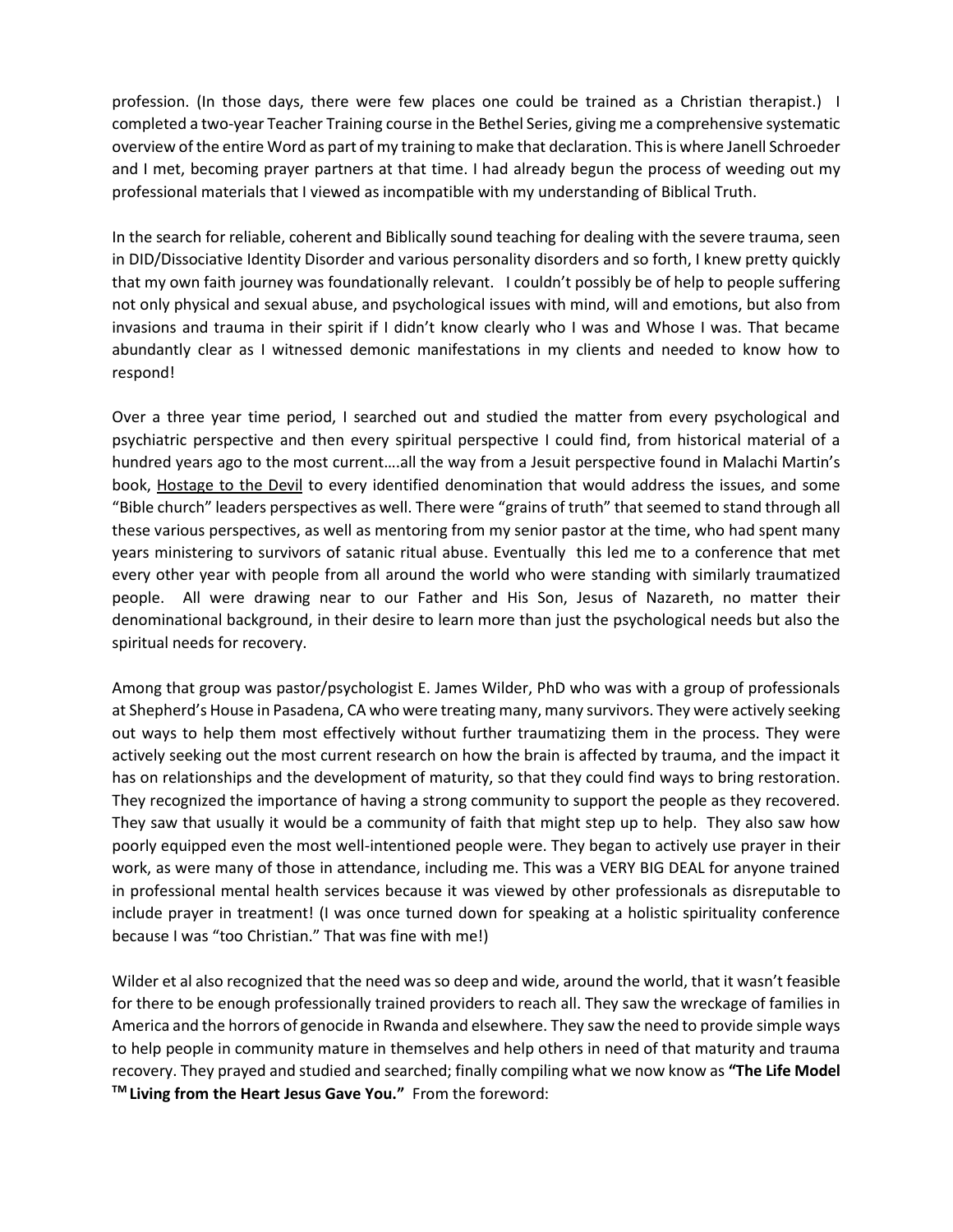profession. (In those days, there were few places one could be trained as a Christian therapist.) I completed a two-year Teacher Training course in the Bethel Series, giving me a comprehensive systematic overview of the entire Word as part of my training to make that declaration. This is where Janell Schroeder and I met, becoming prayer partners at that time. I had already begun the process of weeding out my professional materials that I viewed as incompatible with my understanding of Biblical Truth.

In the search for reliable, coherent and Biblically sound teaching for dealing with the severe trauma, seen in DID/Dissociative Identity Disorder and various personality disorders and so forth, I knew pretty quickly that my own faith journey was foundationally relevant. I couldn't possibly be of help to people suffering not only physical and sexual abuse, and psychological issues with mind, will and emotions, but also from invasions and trauma in their spirit if I didn't know clearly who I was and Whose I was. That became abundantly clear as I witnessed demonic manifestations in my clients and needed to know how to respond!

Over a three year time period, I searched out and studied the matter from every psychological and psychiatric perspective and then every spiritual perspective I could find, from historical material of a hundred years ago to the most current….all the way from a Jesuit perspective found in Malachi Martin's book, <u>Hostage to the Devil</u> to every identified denomination that would address the issues, and some "Bible church" leaders perspectives as well. There were "grains of truth" that seemed to stand through all these various perspectives, as well as mentoring from my senior pastor at the time, who had spent many years ministering to survivors of satanic ritual abuse. Eventually this led me to a conference that met every other year with people from all around the world who were standing with similarly traumatized people. All were drawing near to our Father and His Son, Jesus of Nazareth, no matter their denominational background, in their desire to learn more than just the psychological needs but also the spiritual needs for recovery.

Among that group was pastor/psychologist E. James Wilder, PhD who was with a group of professionals at Shepherd's House in Pasadena, CA who were treating many, many survivors. They were actively seeking out ways to help them most effectively without further traumatizing them in the process. They were actively seeking out the most current research on how the brain is affected by trauma, and the impact it has on relationships and the development of maturity, so that they could find ways to bring restoration. They recognized the importance of having a strong community to support the people as they recovered. They saw that usually it would be a community of faith that might step up to help. They also saw how poorly equipped even the most well-intentioned people were. They began to actively use prayer in their work, as were many of those in attendance, including me. This was a VERY BIG DEAL for anyone trained in professional mental health services because it was viewed by other professionals as disreputable to include prayer in treatment! (I was once turned down for speaking at a holistic spirituality conference because I was "too Christian." That was fine with me!)

Wilder et al also recognized that the need was so deep and wide, around the world, that it wasn't feasible for there to be enough professionally trained providers to reach all. They saw the wreckage of families in America and the horrors of genocide in Rwanda and elsewhere. They saw the need to provide simple ways to help people in community mature in themselves and help others in need of that maturity and trauma recovery. They prayed and studied and searched; finally compiling what we now know as **"The Life Model ™ Living from the Heart Jesus Gave You."** From the foreword: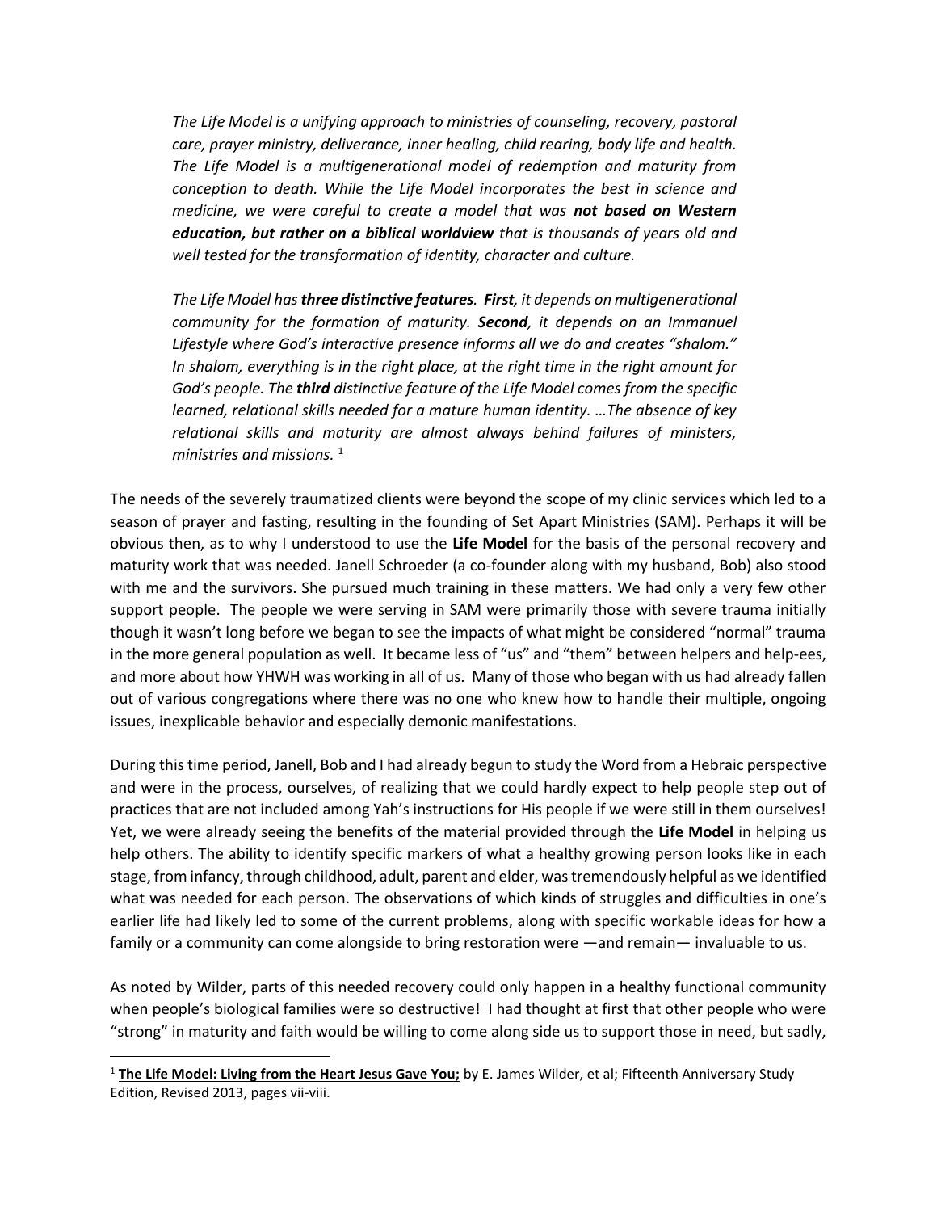> *The Life Model is a unifying approach to ministries of counseling, recovery, pastoral care, prayer ministry, deliverance, inner healing, child rearing, body life and health. The Life Model is a multigenerational model of redemption and maturity from conception to death. While the Life Model incorporates the best in science and medicine, we were careful to create a model that was **not based on Western education, but rather on a biblical worldview** that is thousands of years old and well tested for the transformation of identity, character and culture.*
>
> *The Life Model has **three distinctive features**. **First**, it depends on multigenerational community for the formation of maturity. **Second**, it depends on an Immanuel Lifestyle where God's interactive presence informs all we do and creates "shalom." In shalom, everything is in the right place, at the right time in the right amount for God's people. The **third** distinctive feature of the Life Model comes from the specific learned, relational skills needed for a mature human identity. …The absence of key relational skills and maturity are almost always behind failures of ministers, ministries and missions.* [1]

The needs of the severely traumatized clients were beyond the scope of my clinic services which led to a season of prayer and fasting, resulting in the founding of Set Apart Ministries (SAM). Perhaps it will be obvious then, as to why I understood to use the **Life Model** for the basis of the personal recovery and maturity work that was needed. Janell Schroeder (a co-founder along with my husband, Bob) also stood with me and the survivors. She pursued much training in these matters. We had only a very few other support people. The people we were serving in SAM were primarily those with severe trauma initially though it wasn't long before we began to see the impacts of what might be considered "normal" trauma in the more general population as well. It became less of "us" and "them" between helpers and help-ees, and more about how YHWH was working in all of us. Many of those who began with us had already fallen out of various congregations where there was no one who knew how to handle their multiple, ongoing issues, inexplicable behavior and especially demonic manifestations.

During this time period, Janell, Bob and I had already begun to study the Word from a Hebraic perspective and were in the process, ourselves, of realizing that we could hardly expect to help people step out of practices that are not included among Yah's instructions for His people if we were still in them ourselves! Yet, we were already seeing the benefits of the material provided through the **Life Model** in helping us help others. The ability to identify specific markers of what a healthy growing person looks like in each stage, from infancy, through childhood, adult, parent and elder, was tremendously helpful as we identified what was needed for each person. The observations of which kinds of struggles and difficulties in one's earlier life had likely led to some of the current problems, along with specific workable ideas for how a family or a community can come alongside to bring restoration were —and remain— invaluable to us.

As noted by Wilder, parts of this needed recovery could only happen in a healthy functional community when people's biological families were so destructive! I had thought at first that other people who were "strong" in maturity and faith would be willing to come along side us to support those in need, but sadly,

---

[1] **The Life Model: Living from the Heart Jesus Gave You;** by E. James Wilder, et al; Fifteenth Anniversary Study Edition, Revised 2013, pages vii-viii.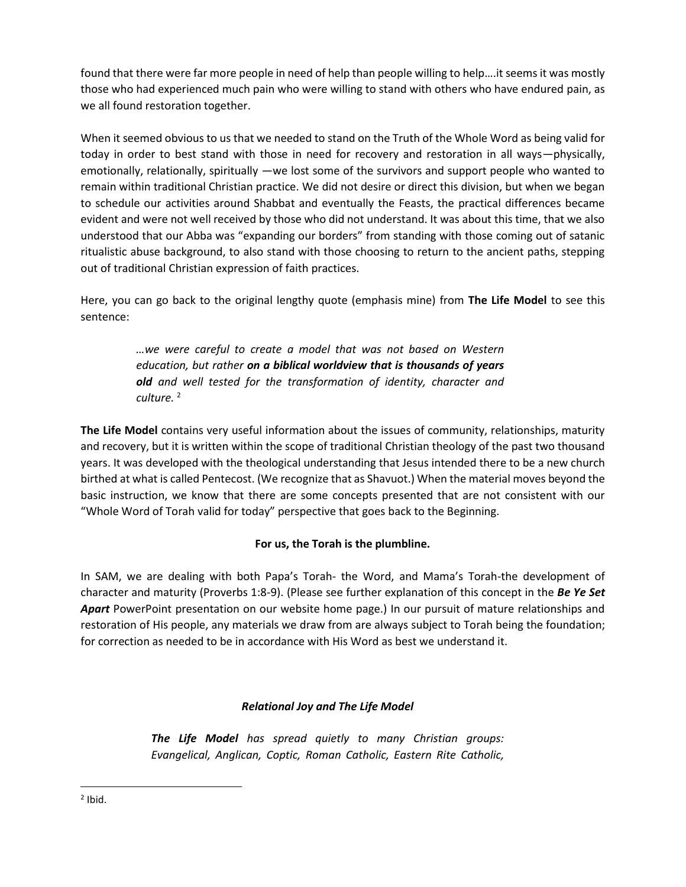found that there were far more people in need of help than people willing to help….it seems it was mostly those who had experienced much pain who were willing to stand with others who have endured pain, as we all found restoration together.

When it seemed obvious to us that we needed to stand on the Truth of the Whole Word as being valid for today in order to best stand with those in need for recovery and restoration in all ways—physically, emotionally, relationally, spiritually —we lost some of the survivors and support people who wanted to remain within traditional Christian practice. We did not desire or direct this division, but when we began to schedule our activities around Shabbat and eventually the Feasts, the practical differences became evident and were not well received by those who did not understand. It was about this time, that we also understood that our Abba was "expanding our borders" from standing with those coming out of satanic ritualistic abuse background, to also stand with those choosing to return to the ancient paths, stepping out of traditional Christian expression of faith practices.

Here, you can go back to the original lengthy quote (emphasis mine) from **The Life Model** to see this sentence:

> *…we were careful to create a model that was not based on Western education, but rather **on a biblical worldview that is thousands of years old** and well tested for the transformation of identity, character and culture.* [2]

**The Life Model** contains very useful information about the issues of community, relationships, maturity and recovery, but it is written within the scope of traditional Christian theology of the past two thousand years. It was developed with the theological understanding that Jesus intended there to be a new church birthed at what is called Pentecost. (We recognize that as Shavuot.) When the material moves beyond the basic instruction, we know that there are some concepts presented that are not consistent with our "Whole Word of Torah valid for today" perspective that goes back to the Beginning.

**For us, the Torah is the plumbline.**

In SAM, we are dealing with both Papa's Torah- the Word, and Mama's Torah-the development of character and maturity (Proverbs 1:8-9). (Please see further explanation of this concept in the ***Be Ye Set Apart*** PowerPoint presentation on our website home page.) In our pursuit of mature relationships and restoration of His people, any materials we draw from are always subject to Torah being the foundation; for correction as needed to be in accordance with His Word as best we understand it.

### *Relational Joy and The Life Model*

> ***The Life Model** has spread quietly to many Christian groups: Evangelical, Anglican, Coptic, Roman Catholic, Eastern Rite Catholic,*

[2] Ibid.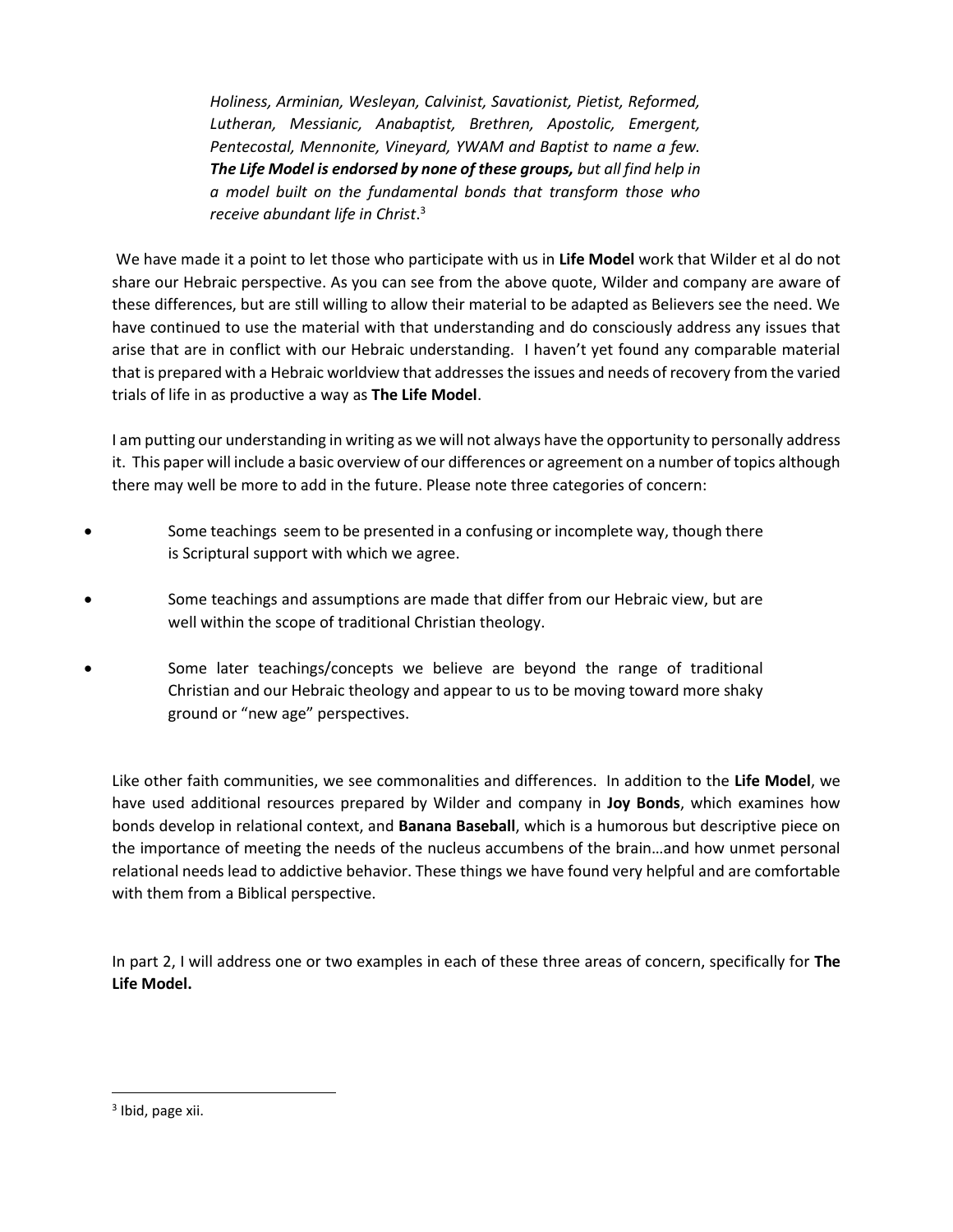> *Holiness, Arminian, Wesleyan, Calvinist, Savationist, Pietist, Reformed, Lutheran, Messianic, Anabaptist, Brethren, Apostolic, Emergent, Pentecostal, Mennonite, Vineyard, YWAM and Baptist to name a few. **The Life Model is endorsed by none of these groups,** but all find help in a model built on the fundamental bonds that transform those who receive abundant life in Christ*.[3]

We have made it a point to let those who participate with us in **Life Model** work that Wilder et al do not share our Hebraic perspective. As you can see from the above quote, Wilder and company are aware of these differences, but are still willing to allow their material to be adapted as Believers see the need. We have continued to use the material with that understanding and do consciously address any issues that arise that are in conflict with our Hebraic understanding. I haven't yet found any comparable material that is prepared with a Hebraic worldview that addresses the issues and needs of recovery from the varied trials of life in as productive a way as **The Life Model**.

I am putting our understanding in writing as we will not always have the opportunity to personally address it. This paper will include a basic overview of our differences or agreement on a number of topics although there may well be more to add in the future. Please note three categories of concern:

- Some teachings seem to be presented in a confusing or incomplete way, though there is Scriptural support with which we agree.
- Some teachings and assumptions are made that differ from our Hebraic view, but are well within the scope of traditional Christian theology.
- Some later teachings/concepts we believe are beyond the range of traditional Christian and our Hebraic theology and appear to us to be moving toward more shaky ground or "new age" perspectives.

Like other faith communities, we see commonalities and differences. In addition to the **Life Model**, we have used additional resources prepared by Wilder and company in **Joy Bonds**, which examines how bonds develop in relational context, and **Banana Baseball**, which is a humorous but descriptive piece on the importance of meeting the needs of the nucleus accumbens of the brain…and how unmet personal relational needs lead to addictive behavior. These things we have found very helpful and are comfortable with them from a Biblical perspective.

In part 2, I will address one or two examples in each of these three areas of concern, specifically for **The Life Model.**

---

[3] Ibid, page xii.